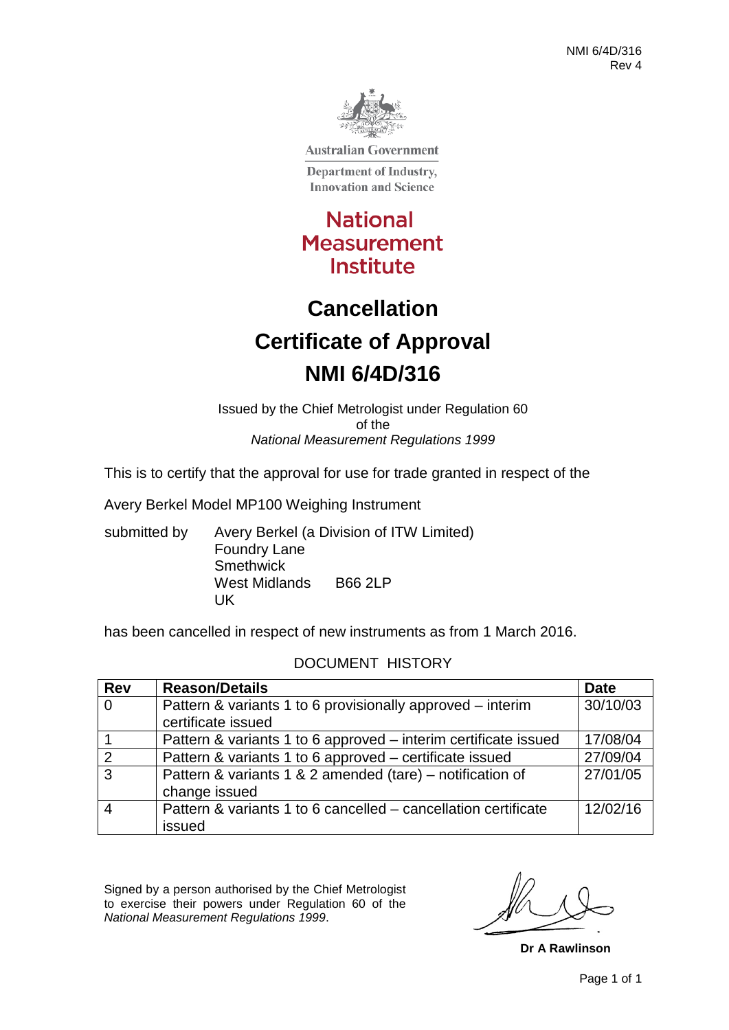NMI 6/4D/316
Rev 4

Australian Government

Department of Industry, Innovation and Science

National Measurement Institute

# Cancellation

# Certificate of Approval

# NMI 6/4D/316

Issued by the Chief Metrologist under Regulation 60
of the
*National Measurement Regulations 1999*

This is to certify that the approval for use for trade granted in respect of the

Avery Berkel Model MP100 Weighing Instrument

submitted by Avery Berkel (a Division of ITW Limited)
Foundry Lane
Smethwick
West Midlands B66 2LP
UK

has been cancelled in respect of new instruments as from 1 March 2016.

DOCUMENT HISTORY

| Rev | Reason/Details | Date |
|---|---|---|
| 0 | Pattern & variants 1 to 6 provisionally approved – interim certificate issued | 30/10/03 |
| 1 | Pattern & variants 1 to 6 approved – interim certificate issued | 17/08/04 |
| 2 | Pattern & variants 1 to 6 approved – certificate issued | 27/09/04 |
| 3 | Pattern & variants 1 & 2 amended (tare) – notification of change issued | 27/01/05 |
| 4 | Pattern & variants 1 to 6 cancelled – cancellation certificate issued | 12/02/16 |

Signed by a person authorised by the Chief Metrologist to exercise their powers under Regulation 60 of the *National Measurement Regulations 1999*.

**Dr A Rawlinson**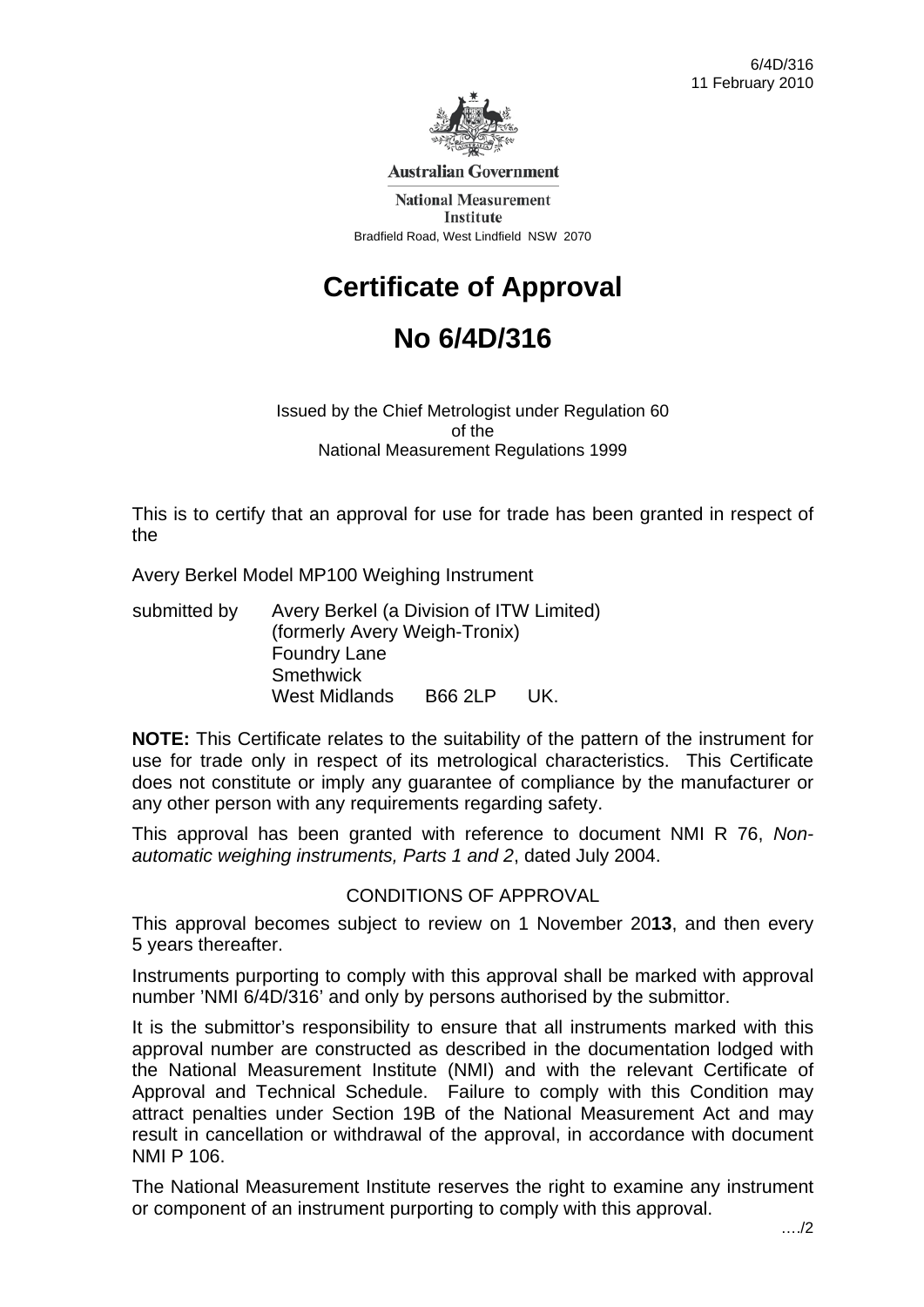Australian Government

National Measurement Institute

Bradfield Road, West Lindfield NSW 2070

# Certificate of Approval

# No 6/4D/316

Issued by the Chief Metrologist under Regulation 60
of the
National Measurement Regulations 1999

This is to certify that an approval for use for trade has been granted in respect of the

Avery Berkel Model MP100 Weighing Instrument

submitted by Avery Berkel (a Division of ITW Limited)
(formerly Avery Weigh-Tronix)
Foundry Lane
Smethwick
West Midlands B66 2LP UK.

**NOTE:** This Certificate relates to the suitability of the pattern of the instrument for use for trade only in respect of its metrological characteristics. This Certificate does not constitute or imply any guarantee of compliance by the manufacturer or any other person with any requirements regarding safety.

This approval has been granted with reference to document NMI R 76, *Non-automatic weighing instruments, Parts 1 and 2*, dated July 2004.

CONDITIONS OF APPROVAL

This approval becomes subject to review on 1 November 20**13**, and then every 5 years thereafter.

Instruments purporting to comply with this approval shall be marked with approval number 'NMI 6/4D/316' and only by persons authorised by the submittor.

It is the submittor's responsibility to ensure that all instruments marked with this approval number are constructed as described in the documentation lodged with the National Measurement Institute (NMI) and with the relevant Certificate of Approval and Technical Schedule. Failure to comply with this Condition may attract penalties under Section 19B of the National Measurement Act and may result in cancellation or withdrawal of the approval, in accordance with document NMI P 106.

The National Measurement Institute reserves the right to examine any instrument or component of an instrument purporting to comply with this approval.

…./2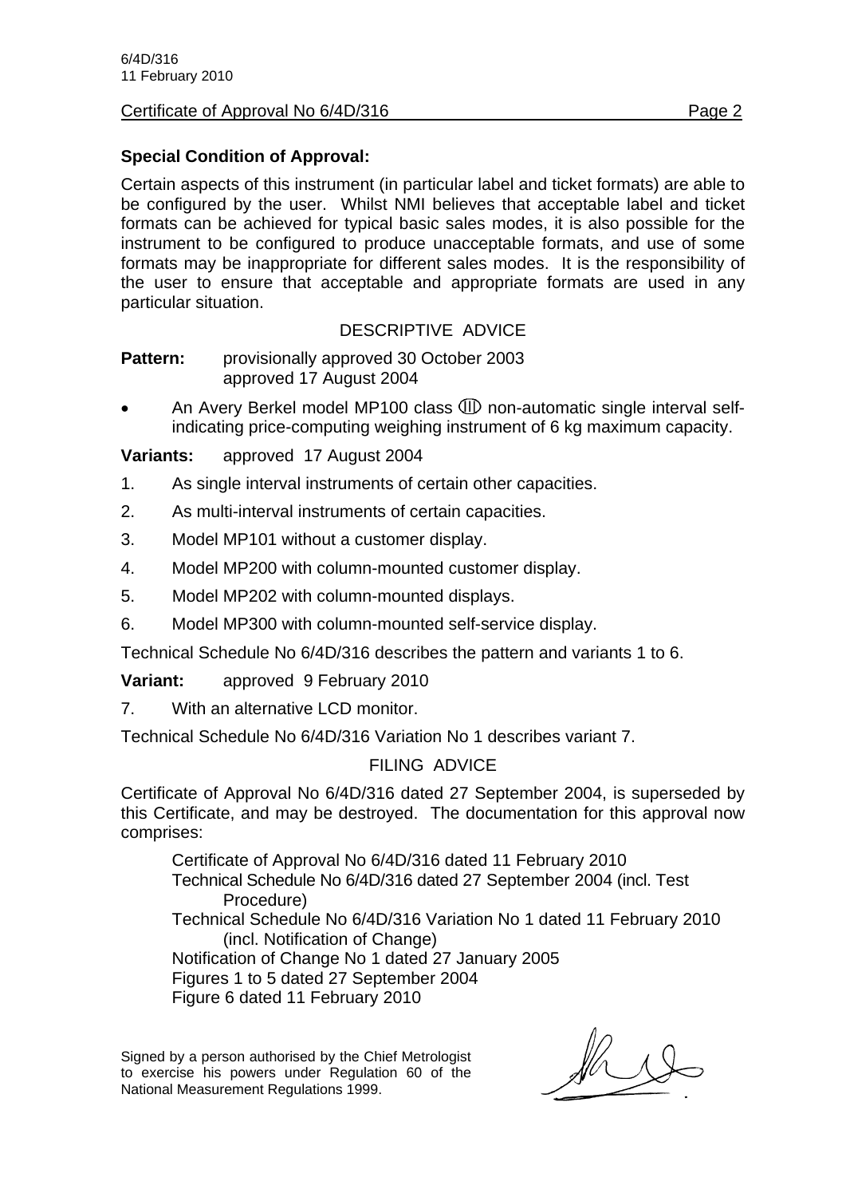### Special Condition of Approval:

Certain aspects of this instrument (in particular label and ticket formats) are able to be configured by the user. Whilst NMI believes that acceptable label and ticket formats can be achieved for typical basic sales modes, it is also possible for the instrument to be configured to produce unacceptable formats, and use of some formats may be inappropriate for different sales modes. It is the responsibility of the user to ensure that acceptable and appropriate formats are used in any particular situation.

## DESCRIPTIVE ADVICE

**Pattern:** provisionally approved 30 October 2003
approved 17 August 2004

- An Avery Berkel model MP100 class ⅢⅢ non-automatic single interval self-indicating price-computing weighing instrument of 6 kg maximum capacity.

**Variants:** approved 17 August 2004

1. As single interval instruments of certain other capacities.
2. As multi-interval instruments of certain capacities.
3. Model MP101 without a customer display.
4. Model MP200 with column-mounted customer display.
5. Model MP202 with column-mounted displays.
6. Model MP300 with column-mounted self-service display.

Technical Schedule No 6/4D/316 describes the pattern and variants 1 to 6.

**Variant:** approved 9 February 2010

7. With an alternative LCD monitor.

Technical Schedule No 6/4D/316 Variation No 1 describes variant 7.

## FILING ADVICE

Certificate of Approval No 6/4D/316 dated 27 September 2004, is superseded by this Certificate, and may be destroyed. The documentation for this approval now comprises:

Certificate of Approval No 6/4D/316 dated 11 February 2010
Technical Schedule No 6/4D/316 dated 27 September 2004 (incl. Test Procedure)
Technical Schedule No 6/4D/316 Variation No 1 dated 11 February 2010 (incl. Notification of Change)
Notification of Change No 1 dated 27 January 2005
Figures 1 to 5 dated 27 September 2004
Figure 6 dated 11 February 2010

Signed by a person authorised by the Chief Metrologist to exercise his powers under Regulation 60 of the National Measurement Regulations 1999.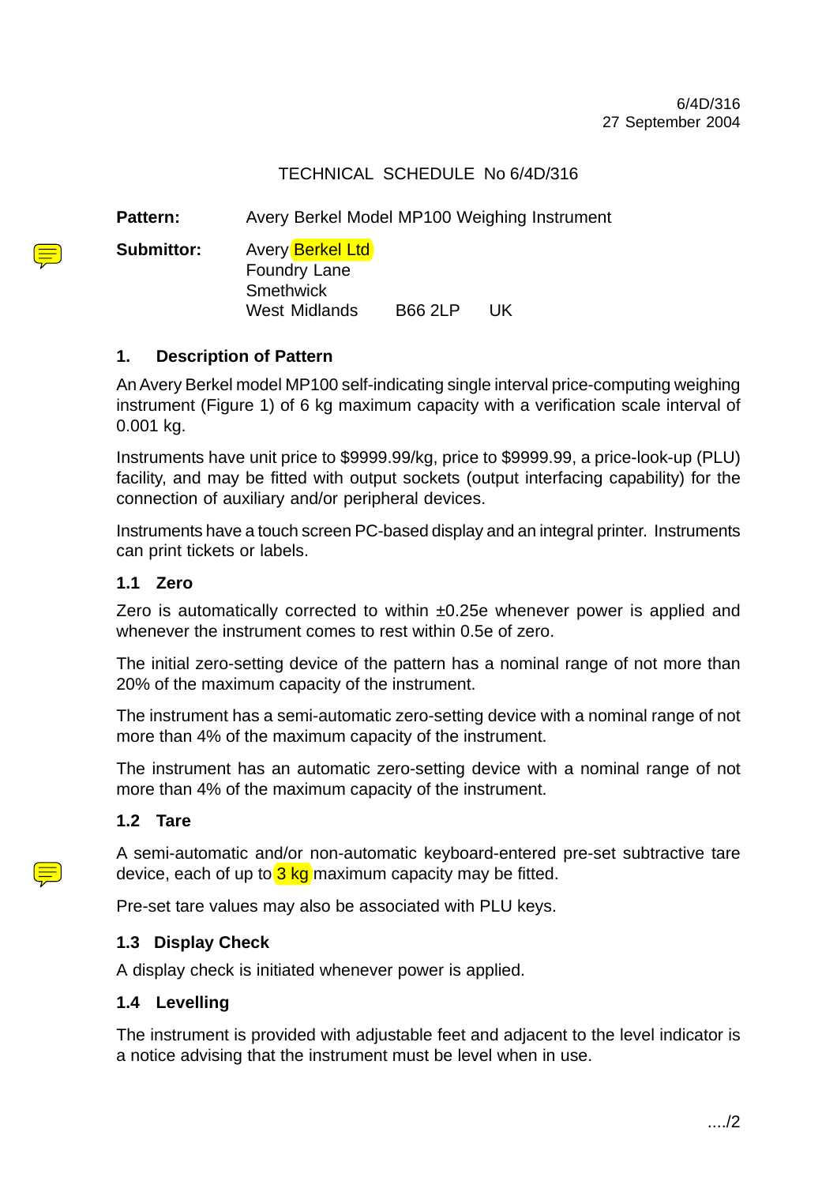6/4D/316
27 September 2004

TECHNICAL SCHEDULE No 6/4D/316

**Pattern:** Avery Berkel Model MP100 Weighing Instrument

**Submittor:** Avery Berkel Ltd
Foundry Lane
Smethwick
West Midlands B66 2LP UK

## 1. Description of Pattern

An Avery Berkel model MP100 self-indicating single interval price-computing weighing instrument (Figure 1) of 6 kg maximum capacity with a verification scale interval of 0.001 kg.

Instruments have unit price to $9999.99/kg, price to $9999.99, a price-look-up (PLU) facility, and may be fitted with output sockets (output interfacing capability) for the connection of auxiliary and/or peripheral devices.

Instruments have a touch screen PC-based display and an integral printer. Instruments can print tickets or labels.

### 1.1 Zero

Zero is automatically corrected to within ±0.25e whenever power is applied and whenever the instrument comes to rest within 0.5e of zero.

The initial zero-setting device of the pattern has a nominal range of not more than 20% of the maximum capacity of the instrument.

The instrument has a semi-automatic zero-setting device with a nominal range of not more than 4% of the maximum capacity of the instrument.

The instrument has an automatic zero-setting device with a nominal range of not more than 4% of the maximum capacity of the instrument.

### 1.2 Tare

A semi-automatic and/or non-automatic keyboard-entered pre-set subtractive tare device, each of up to 3 kg maximum capacity may be fitted.

Pre-set tare values may also be associated with PLU keys.

### 1.3 Display Check

A display check is initiated whenever power is applied.

### 1.4 Levelling

The instrument is provided with adjustable feet and adjacent to the level indicator is a notice advising that the instrument must be level when in use.

..../2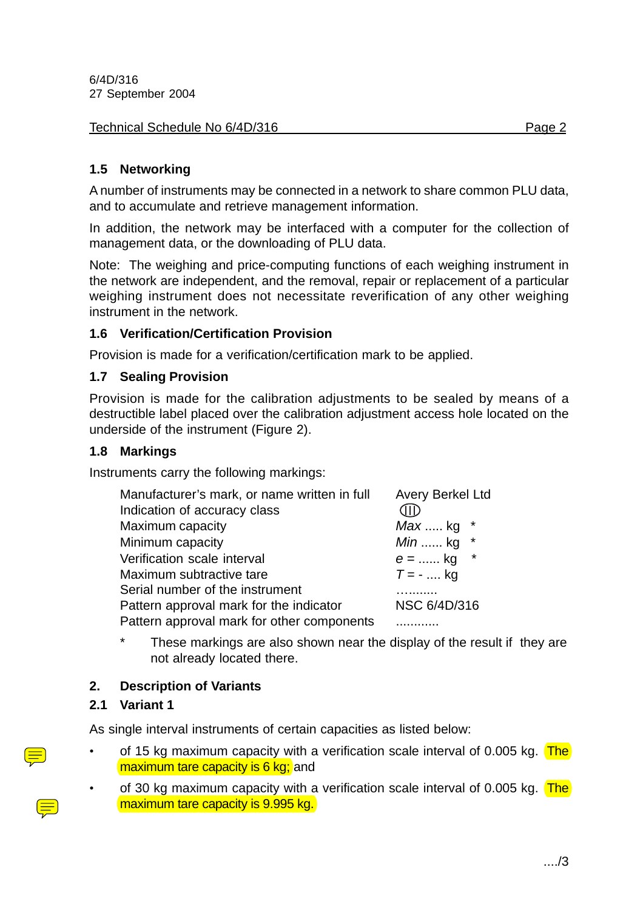6/4D/316
27 September 2004

Technical Schedule No 6/4D/316

### 1.5 Networking

A number of instruments may be connected in a network to share common PLU data, and to accumulate and retrieve management information.

In addition, the network may be interfaced with a computer for the collection of management data, or the downloading of PLU data.

Note: The weighing and price-computing functions of each weighing instrument in the network are independent, and the removal, repair or replacement of a particular weighing instrument does not necessitate reverification of any other weighing instrument in the network.

### 1.6 Verification/Certification Provision

Provision is made for a verification/certification mark to be applied.

### 1.7 Sealing Provision

Provision is made for the calibration adjustments to be sealed by means of a destructible label placed over the calibration adjustment access hole located on the underside of the instrument (Figure 2).

### 1.8 Markings

Instruments carry the following markings:

| | |
|---|---|
| Manufacturer's mark, or name written in full | Avery Berkel Ltd |
| Indication of accuracy class | (III) |
| Maximum capacity | *Max* ..... kg * |
| Minimum capacity | *Min* ...... kg * |
| Verification scale interval | *e* = ...... kg * |
| Maximum subtractive tare | *T* = - .... kg |
| Serial number of the instrument | ……..... |
| Pattern approval mark for the indicator | NSC 6/4D/316 |
| Pattern approval mark for other components | ............ |

\* These markings are also shown near the display of the result if they are not already located there.

## 2. Description of Variants

### 2.1 Variant 1

As single interval instruments of certain capacities as listed below:

- of 15 kg maximum capacity with a verification scale interval of 0.005 kg. The maximum tare capacity is 6 kg; and
- of 30 kg maximum capacity with a verification scale interval of 0.005 kg. The maximum tare capacity is 9.995 kg.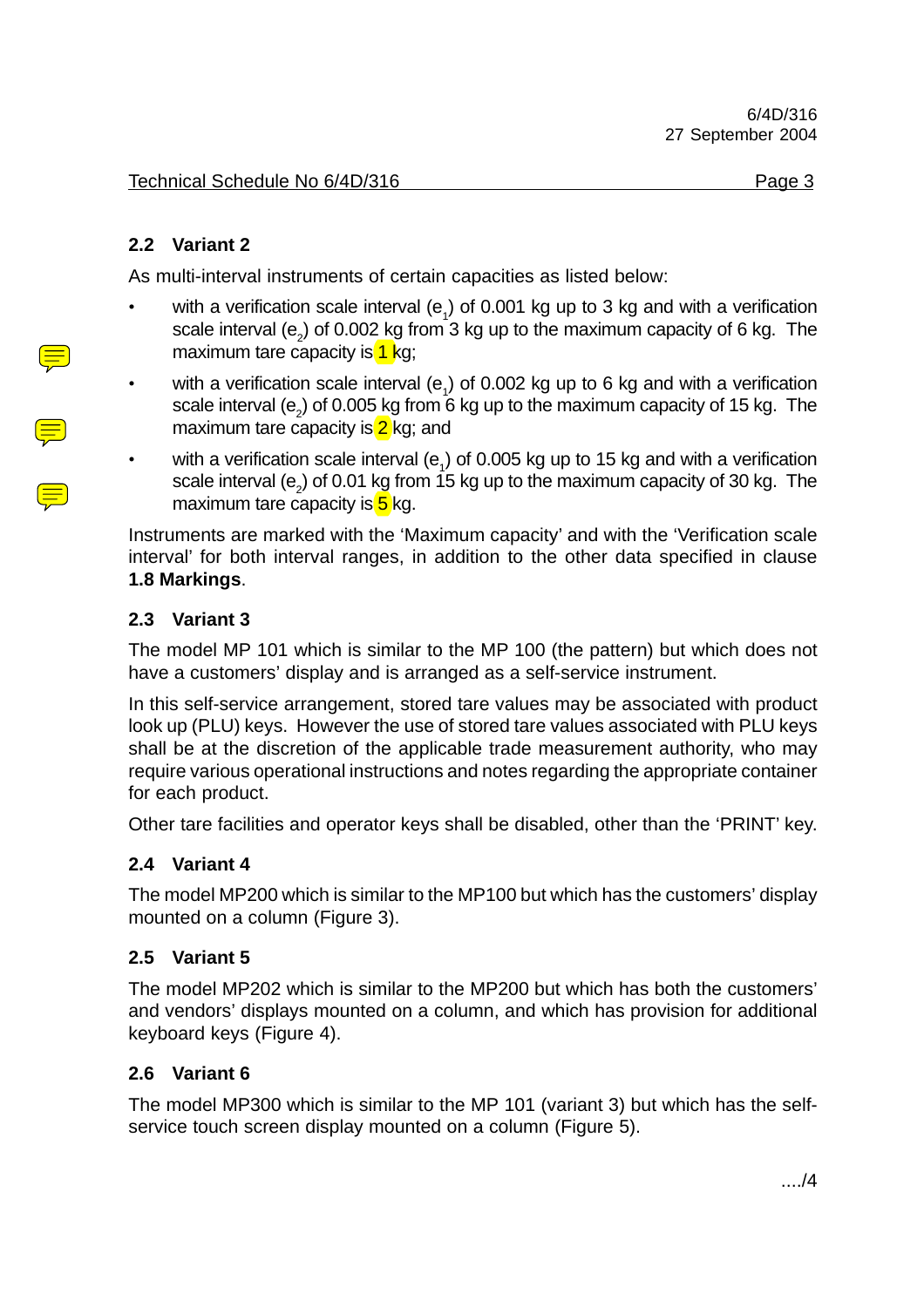### 2.2 Variant 2

As multi-interval instruments of certain capacities as listed below:

- with a verification scale interval ($e_1$) of 0.001 kg up to 3 kg and with a verification scale interval ($e_2$) of 0.002 kg from 3 kg up to the maximum capacity of 6 kg. The maximum tare capacity is 1 kg;
- with a verification scale interval ($e_1$) of 0.002 kg up to 6 kg and with a verification scale interval ($e_2$) of 0.005 kg from 6 kg up to the maximum capacity of 15 kg. The maximum tare capacity is 2 kg; and
- with a verification scale interval ($e_1$) of 0.005 kg up to 15 kg and with a verification scale interval ($e_2$) of 0.01 kg from 15 kg up to the maximum capacity of 30 kg. The maximum tare capacity is 5 kg.

Instruments are marked with the 'Maximum capacity' and with the 'Verification scale interval' for both interval ranges, in addition to the other data specified in clause **1.8 Markings**.

### 2.3 Variant 3

The model MP 101 which is similar to the MP 100 (the pattern) but which does not have a customers' display and is arranged as a self-service instrument.

In this self-service arrangement, stored tare values may be associated with product look up (PLU) keys. However the use of stored tare values associated with PLU keys shall be at the discretion of the applicable trade measurement authority, who may require various operational instructions and notes regarding the appropriate container for each product.

Other tare facilities and operator keys shall be disabled, other than the 'PRINT' key.

### 2.4 Variant 4

The model MP200 which is similar to the MP100 but which has the customers' display mounted on a column (Figure 3).

### 2.5 Variant 5

The model MP202 which is similar to the MP200 but which has both the customers' and vendors' displays mounted on a column, and which has provision for additional keyboard keys (Figure 4).

### 2.6 Variant 6

The model MP300 which is similar to the MP 101 (variant 3) but which has the self-service touch screen display mounted on a column (Figure 5).

..../4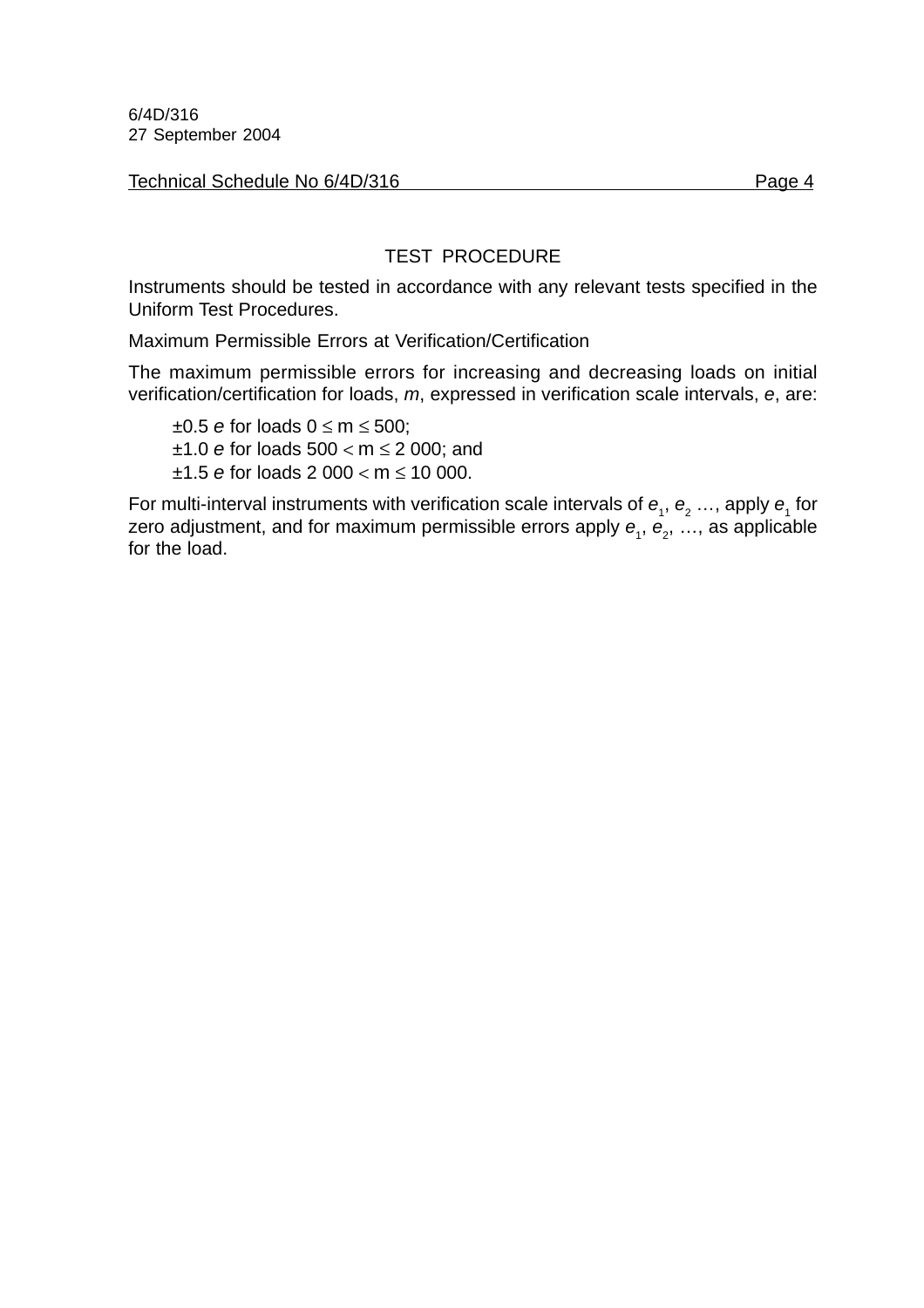## TEST PROCEDURE

Instruments should be tested in accordance with any relevant tests specified in the Uniform Test Procedures.

Maximum Permissible Errors at Verification/Certification

The maximum permissible errors for increasing and decreasing loads on initial verification/certification for loads, *m*, expressed in verification scale intervals, *e*, are:

- ±0.5 $e$ for loads $0 \leq m \leq 500$;
- ±1.0 $e$ for loads $500 < m \leq 2\ 000$; and
- ±1.5 $e$ for loads $2\ 000 < m \leq 10\ 000$.

For multi-interval instruments with verification scale intervals of $e_1$, $e_2$ …, apply $e_1$ for zero adjustment, and for maximum permissible errors apply $e_1$, $e_2$, …, as applicable for the load.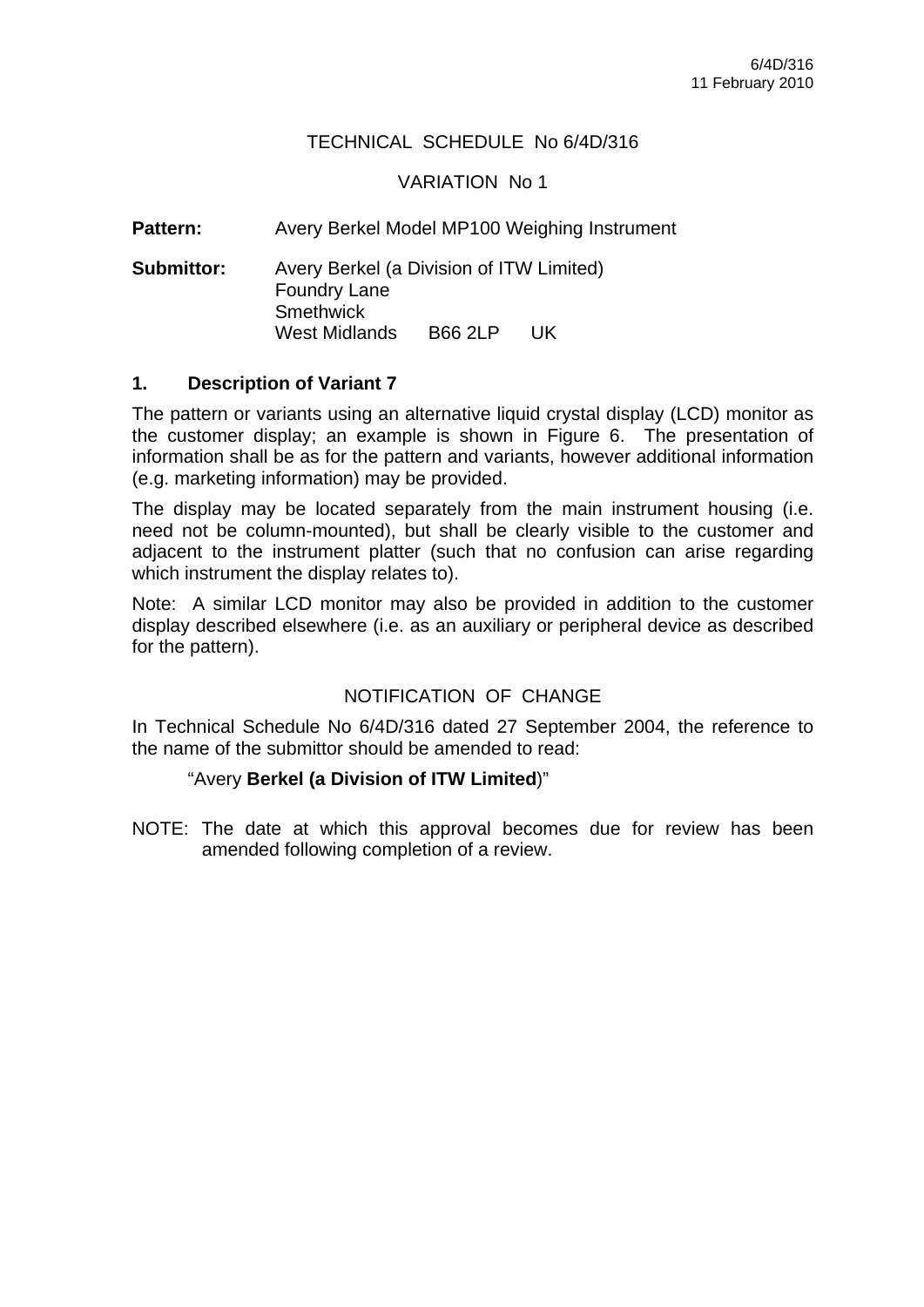6/4D/316
11 February 2010

TECHNICAL SCHEDULE No 6/4D/316

VARIATION No 1

**Pattern:** Avery Berkel Model MP100 Weighing Instrument

**Submittor:** Avery Berkel (a Division of ITW Limited)
Foundry Lane
Smethwick
West Midlands B66 2LP UK

### 1. Description of Variant 7

The pattern or variants using an alternative liquid crystal display (LCD) monitor as the customer display; an example is shown in Figure 6. The presentation of information shall be as for the pattern and variants, however additional information (e.g. marketing information) may be provided.

The display may be located separately from the main instrument housing (i.e. need not be column-mounted), but shall be clearly visible to the customer and adjacent to the instrument platter (such that no confusion can arise regarding which instrument the display relates to).

Note: A similar LCD monitor may also be provided in addition to the customer display described elsewhere (i.e. as an auxiliary or peripheral device as described for the pattern).

NOTIFICATION OF CHANGE

In Technical Schedule No 6/4D/316 dated 27 September 2004, the reference to the name of the submittor should be amended to read:

"Avery **Berkel (a Division of ITW Limited**)"

NOTE: The date at which this approval becomes due for review has been amended following completion of a review.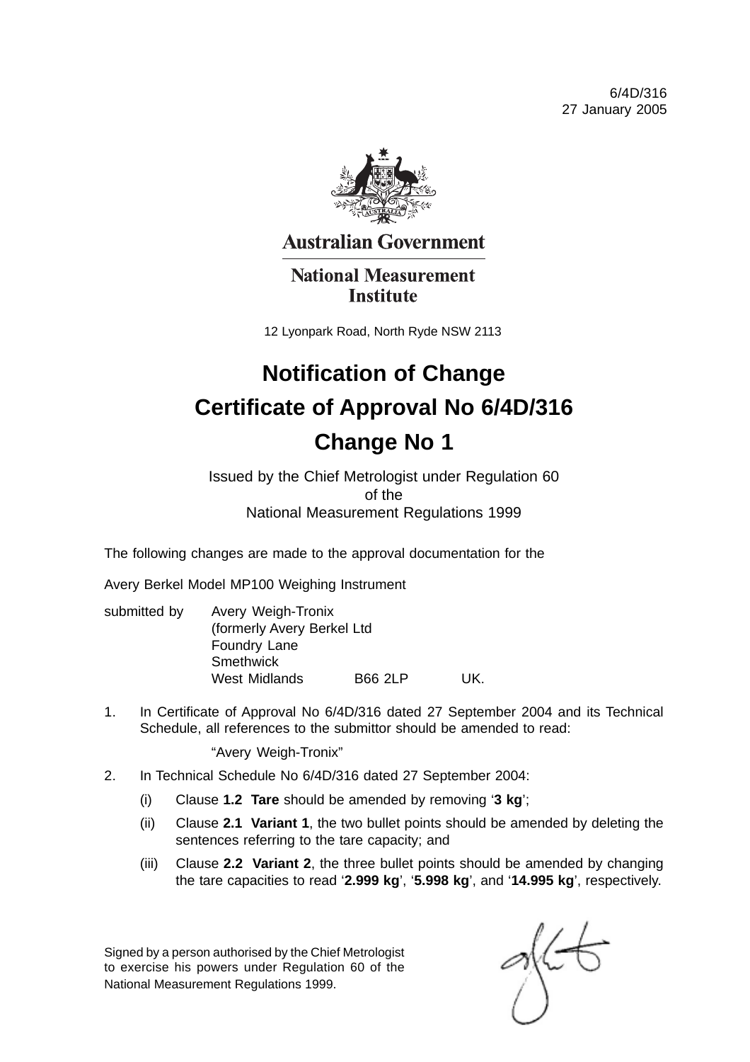6/4D/316
27 January 2005

**Australian Government**

**National Measurement Institute**

12 Lyonpark Road, North Ryde NSW 2113

# Notification of Change
# Certificate of Approval No 6/4D/316
# Change No 1

Issued by the Chief Metrologist under Regulation 60
of the
National Measurement Regulations 1999

The following changes are made to the approval documentation for the

Avery Berkel Model MP100 Weighing Instrument

submitted by Avery Weigh-Tronix
(formerly Avery Berkel Ltd
Foundry Lane
Smethwick
West Midlands B66 2LP UK.

1. In Certificate of Approval No 6/4D/316 dated 27 September 2004 and its Technical Schedule, all references to the submittor should be amended to read:

   "Avery Weigh-Tronix"

2. In Technical Schedule No 6/4D/316 dated 27 September 2004:

   (i) Clause **1.2 Tare** should be amended by removing '**3 kg**';

   (ii) Clause **2.1 Variant 1**, the two bullet points should be amended by deleting the sentences referring to the tare capacity; and

   (iii) Clause **2.2 Variant 2**, the three bullet points should be amended by changing the tare capacities to read '**2.999 kg**', '**5.998 kg**', and '**14.995 kg**', respectively.

Signed by a person authorised by the Chief Metrologist to exercise his powers under Regulation 60 of the National Measurement Regulations 1999.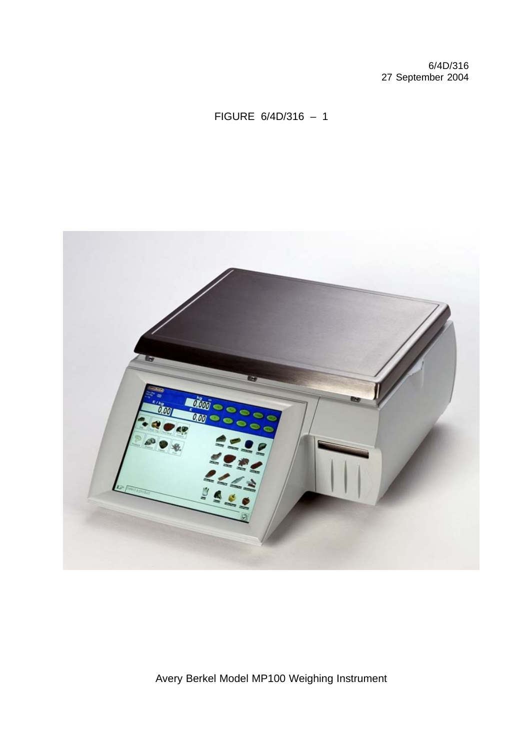6/4D/316
27 September 2004

FIGURE 6/4D/316 – 1

Avery Berkel Model MP100 Weighing Instrument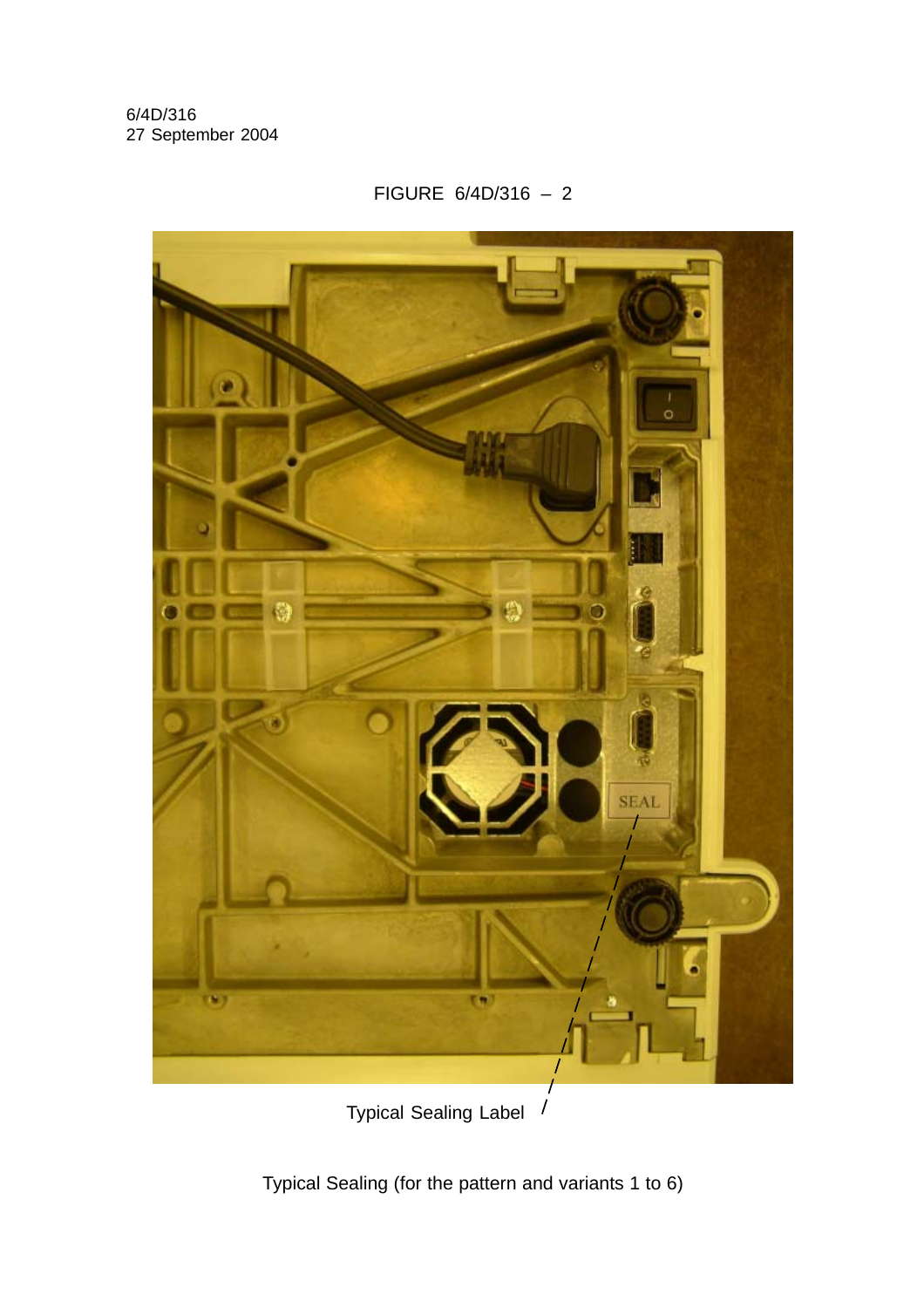FIGURE 6/4D/316 – 2

Typical Sealing Label

Typical Sealing (for the pattern and variants 1 to 6)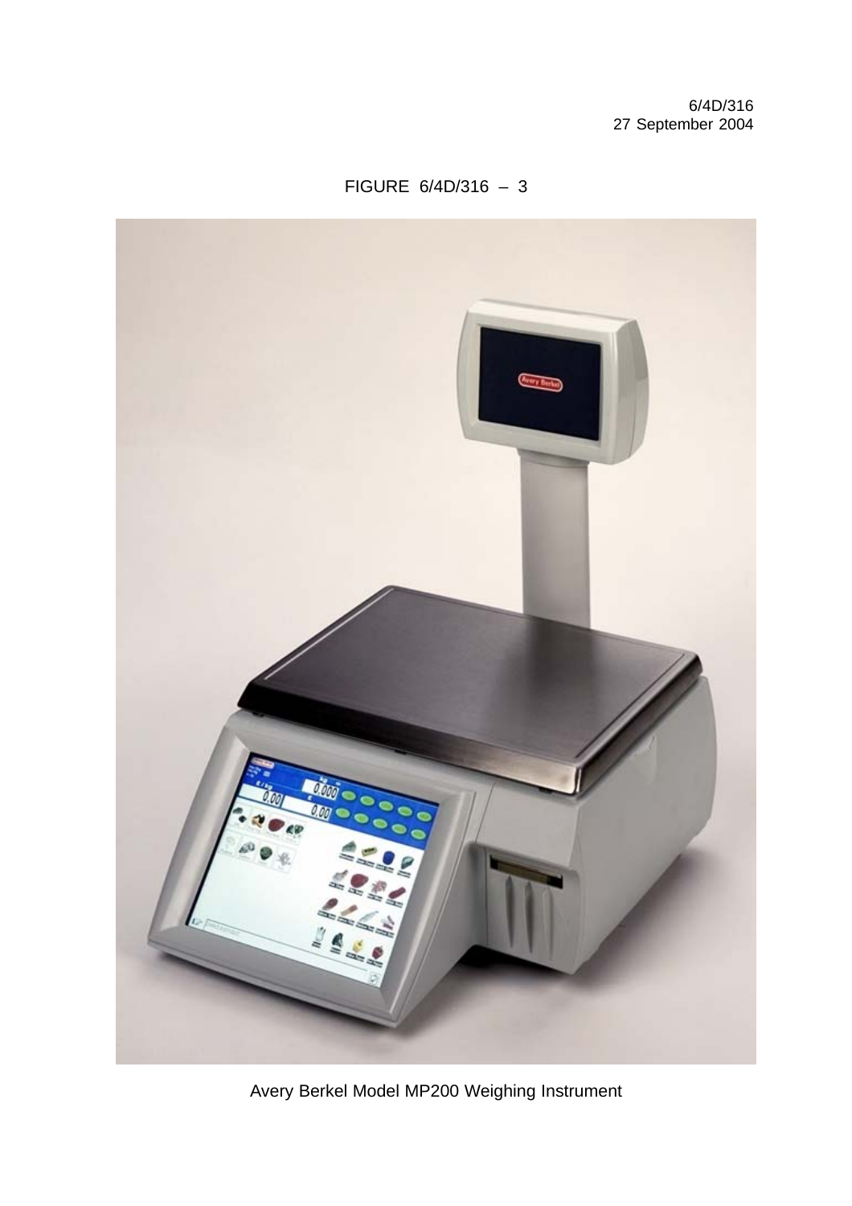FIGURE 6/4D/316 – 3

Avery Berkel Model MP200 Weighing Instrument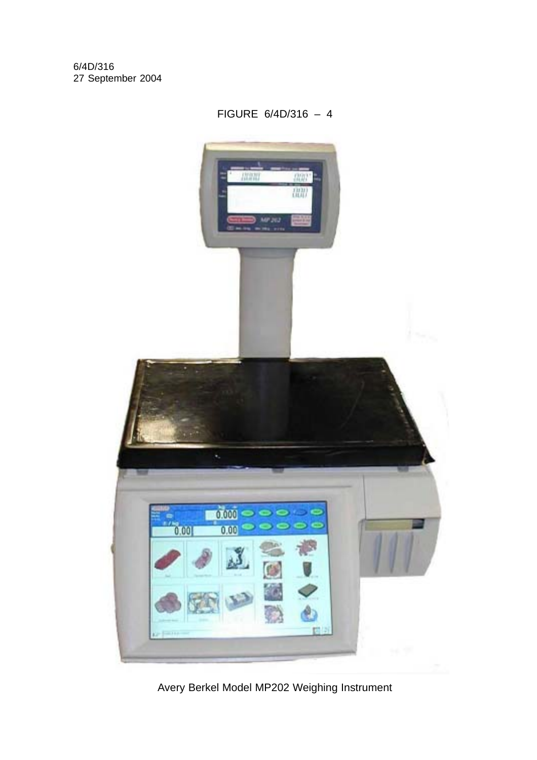FIGURE 6/4D/316 – 4

Avery Berkel Model MP202 Weighing Instrument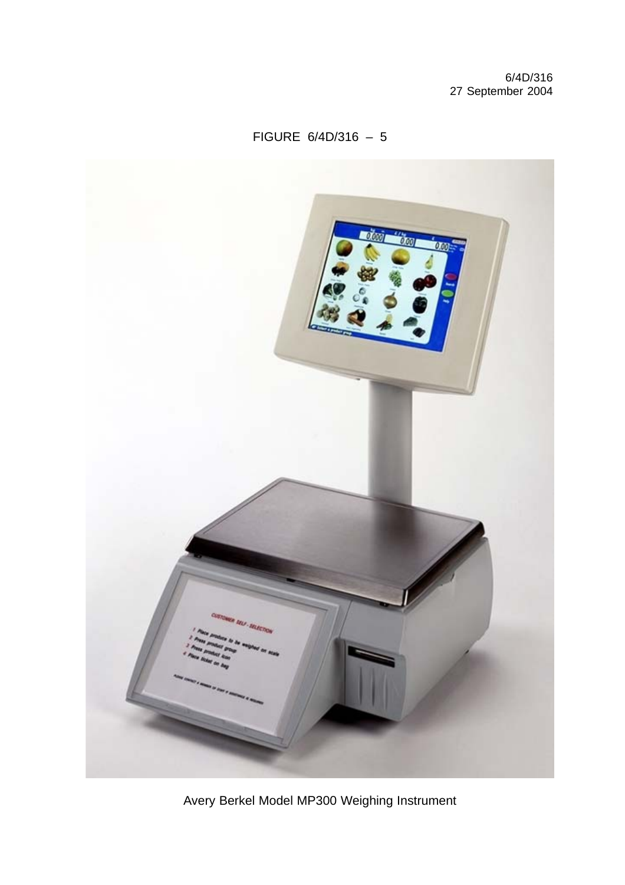6/4D/316
27 September 2004

FIGURE 6/4D/316 – 5

Avery Berkel Model MP300 Weighing Instrument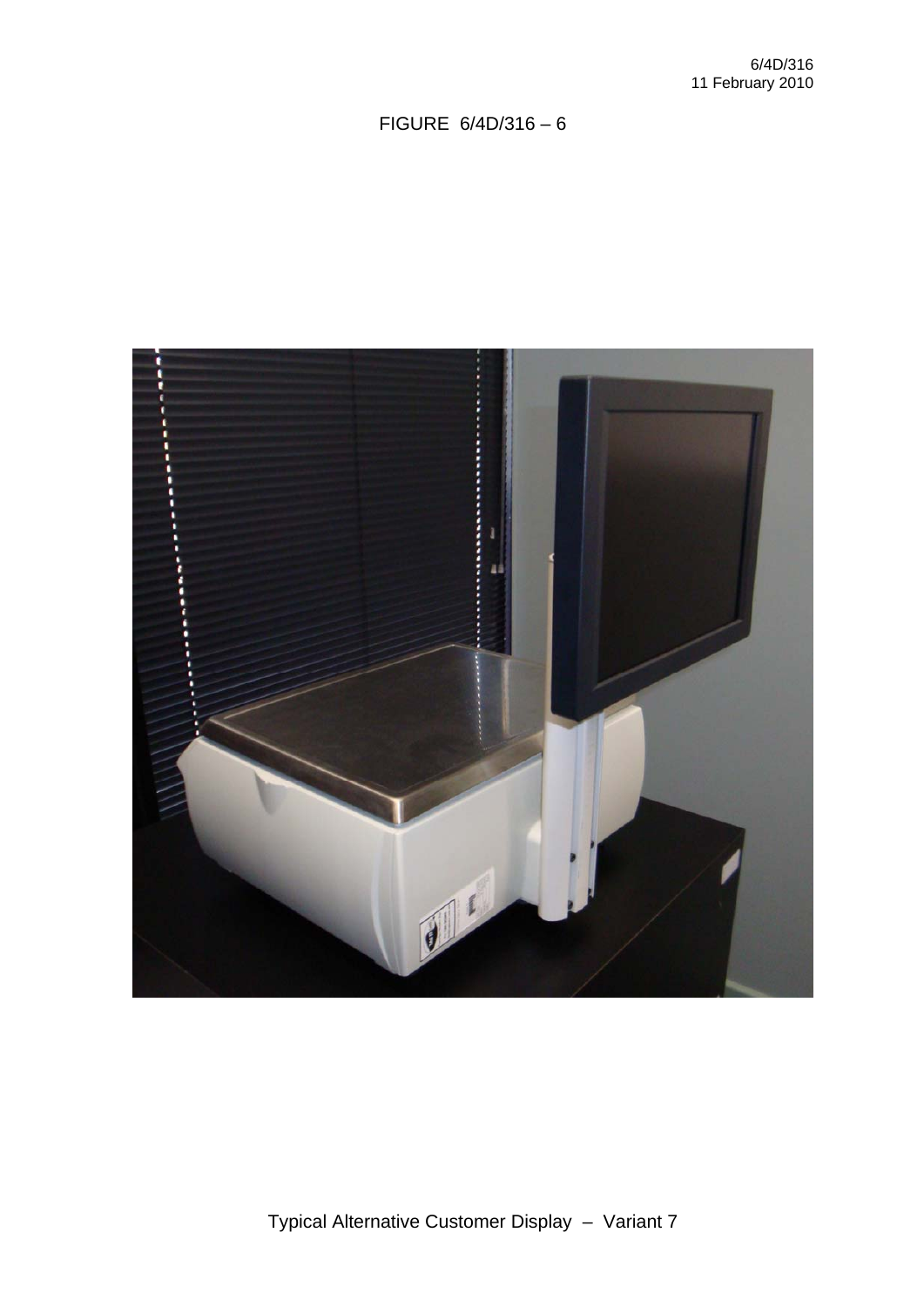FIGURE 6/4D/316 – 6

Typical Alternative Customer Display – Variant 7